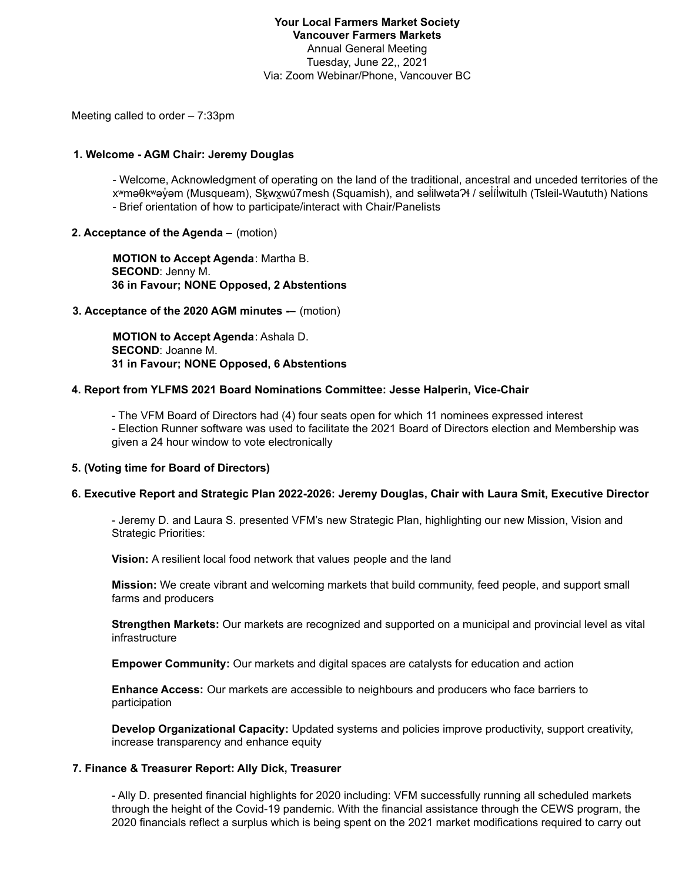**Your Local Farmers Market Society**
**Vancouver Farmers Markets**
Annual General Meeting
Tuesday, June 22,, 2021
Via: Zoom Webinar/Phone, Vancouver BC

Meeting called to order – 7:33pm

## 1. Welcome - AGM Chair: Jeremy Douglas

- Welcome, Acknowledgment of operating on the land of the traditional, ancestral and unceded territories of the xʷməθkʷəy̓əm (Musqueam), Sḵwx̱wú7mesh (Squamish), and səl̓ilwətaʔɬ / sel̓íl̓witulh (Tsleil-Waututh) Nations
- Brief orientation of how to participate/interact with Chair/Panelists

## 2. Acceptance of the Agenda – (motion)

**MOTION to Accept Agenda**: Martha B.
**SECOND**: Jenny M.
**36 in Favour; NONE Opposed, 2 Abstentions**

## 3. Acceptance of the 2020 AGM minutes –- (motion)

**MOTION to Accept Agenda**: Ashala D.
**SECOND**: Joanne M.
**31 in Favour; NONE Opposed, 6 Abstentions**

## 4. Report from YLFMS 2021 Board Nominations Committee: Jesse Halperin, Vice-Chair

- The VFM Board of Directors had (4) four seats open for which 11 nominees expressed interest
- Election Runner software was used to facilitate the 2021 Board of Directors election and Membership was given a 24 hour window to vote electronically

## 5. (Voting time for Board of Directors)

## 6. Executive Report and Strategic Plan 2022-2026: Jeremy Douglas, Chair with Laura Smit, Executive Director

- Jeremy D. and Laura S. presented VFM's new Strategic Plan, highlighting our new Mission, Vision and Strategic Priorities:

**Vision:** A resilient local food network that values people and the land

**Mission:** We create vibrant and welcoming markets that build community, feed people, and support small farms and producers

**Strengthen Markets:** Our markets are recognized and supported on a municipal and provincial level as vital infrastructure

**Empower Community:** Our markets and digital spaces are catalysts for education and action

**Enhance Access:** Our markets are accessible to neighbours and producers who face barriers to participation

**Develop Organizational Capacity:** Updated systems and policies improve productivity, support creativity, increase transparency and enhance equity

## 7. Finance & Treasurer Report: Ally Dick, Treasurer

- Ally D. presented financial highlights for 2020 including: VFM successfully running all scheduled markets through the height of the Covid-19 pandemic. With the financial assistance through the CEWS program, the 2020 financials reflect a surplus which is being spent on the 2021 market modifications required to carry out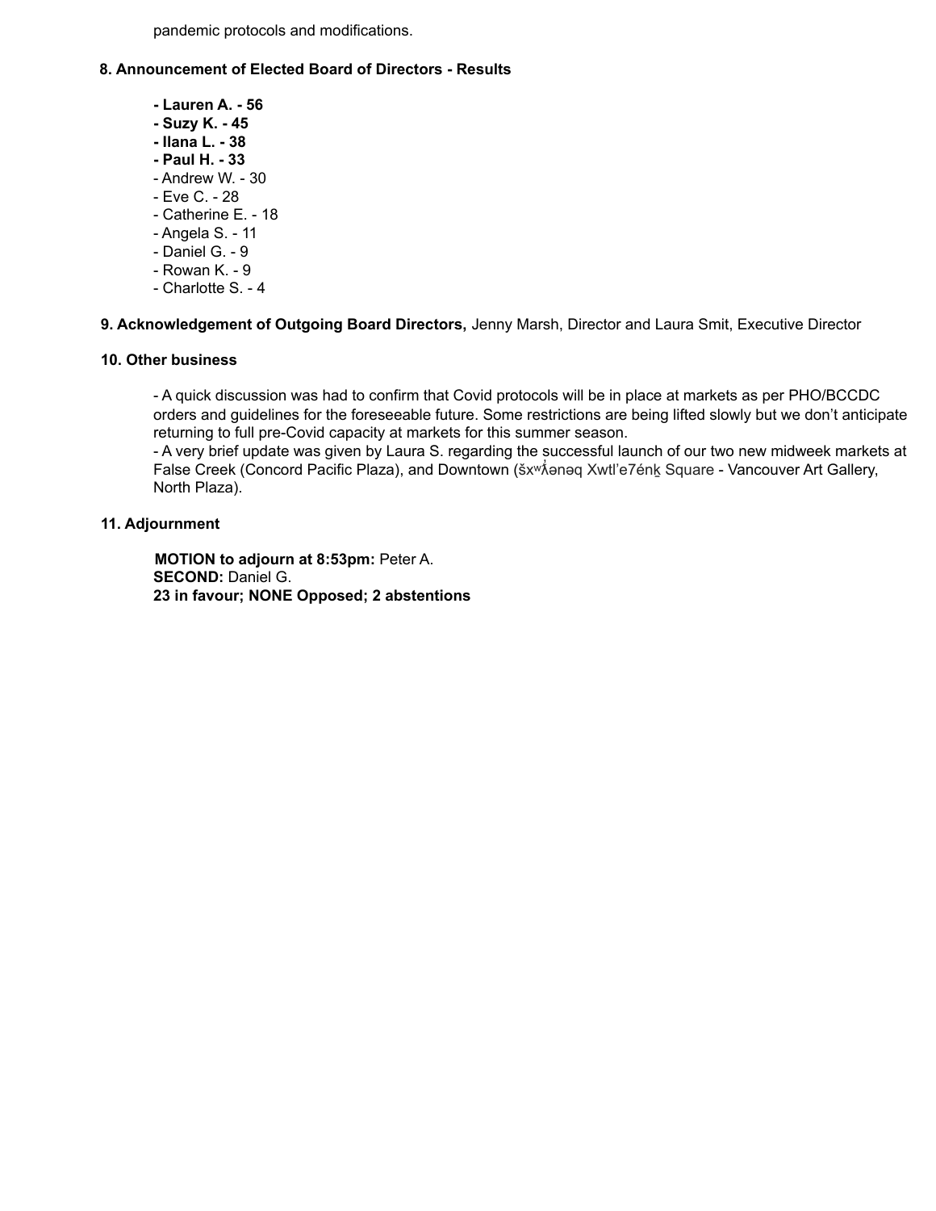pandemic protocols and modifications.

**8. Announcement of Elected Board of Directors - Results**

- **Lauren A. - 56**
- **Suzy K. - 45**
- **Ilana L. - 38**
- **Paul H. - 33**
- Andrew W. - 30
- Eve C. - 28
- Catherine E. - 18
- Angela S. - 11
- Daniel G. - 9
- Rowan K. - 9
- Charlotte S. - 4

**9. Acknowledgement of Outgoing Board Directors,** Jenny Marsh, Director and Laura Smit, Executive Director

**10. Other business**

- A quick discussion was had to confirm that Covid protocols will be in place at markets as per PHO/BCCDC orders and guidelines for the foreseeable future. Some restrictions are being lifted slowly but we don't anticipate returning to full pre-Covid capacity at markets for this summer season.
- A very brief update was given by Laura S. regarding the successful launch of our two new midweek markets at False Creek (Concord Pacific Plaza), and Downtown (šxʷƛ̓ənəq Xwtl'e7énḵ Square - Vancouver Art Gallery, North Plaza).

**11. Adjournment**

**MOTION to adjourn at 8:53pm:** Peter A.
**SECOND:** Daniel G.
**23 in favour; NONE Opposed; 2 abstentions**